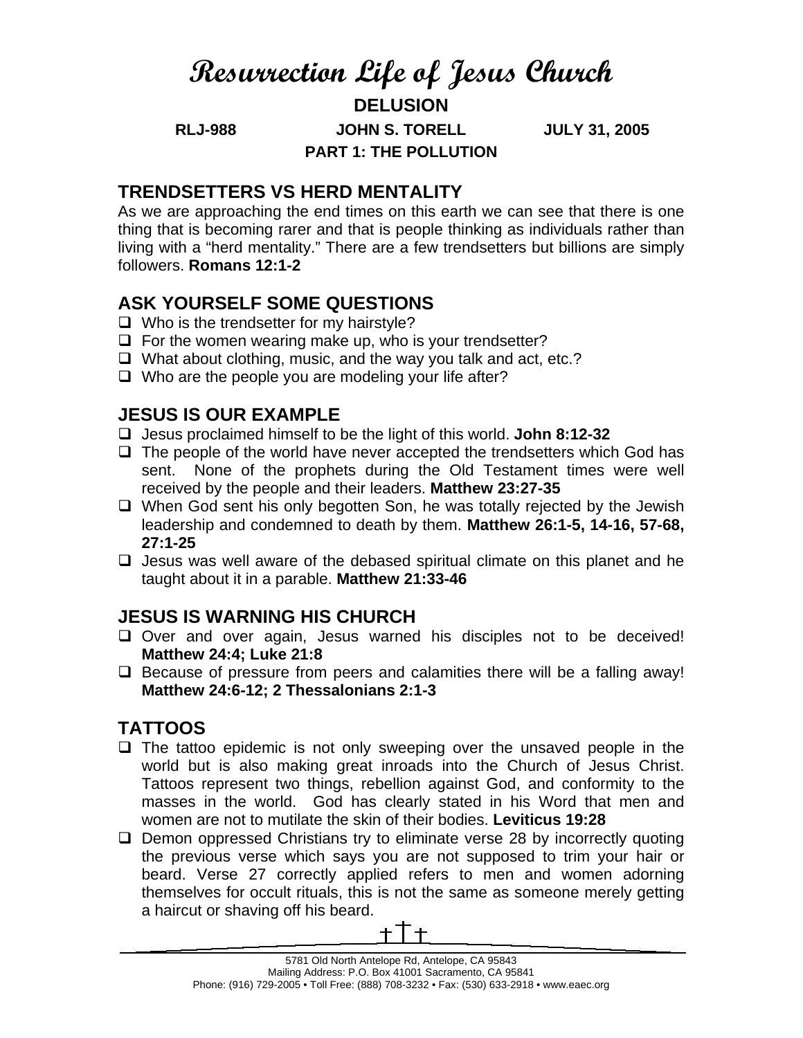# Resurrection Life of Jesus Church

## DELUSION

**RLJ-988 JOHN S. TORELL JULY 31, 2005**

**PART 1: THE POLLUTION**

## TRENDSETTERS VS HERD MENTALITY

As we are approaching the end times on this earth we can see that there is one thing that is becoming rarer and that is people thinking as individuals rather than living with a "herd mentality." There are a few trendsetters but billions are simply followers. **Romans 12:1-2**

## ASK YOURSELF SOME QUESTIONS

- Who is the trendsetter for my hairstyle?
- For the women wearing make up, who is your trendsetter?
- What about clothing, music, and the way you talk and act, etc.?
- Who are the people you are modeling your life after?

## JESUS IS OUR EXAMPLE

- Jesus proclaimed himself to be the light of this world. **John 8:12-32**
- The people of the world have never accepted the trendsetters which God has sent. None of the prophets during the Old Testament times were well received by the people and their leaders. **Matthew 23:27-35**
- When God sent his only begotten Son, he was totally rejected by the Jewish leadership and condemned to death by them. **Matthew 26:1-5, 14-16, 57-68, 27:1-25**
- Jesus was well aware of the debased spiritual climate on this planet and he taught about it in a parable. **Matthew 21:33-46**

## JESUS IS WARNING HIS CHURCH

- Over and over again, Jesus warned his disciples not to be deceived! **Matthew 24:4; Luke 21:8**
- Because of pressure from peers and calamities there will be a falling away! **Matthew 24:6-12; 2 Thessalonians 2:1-3**

## TATTOOS

- The tattoo epidemic is not only sweeping over the unsaved people in the world but is also making great inroads into the Church of Jesus Christ. Tattoos represent two things, rebellion against God, and conformity to the masses in the world. God has clearly stated in his Word that men and women are not to mutilate the skin of their bodies. **Leviticus 19:28**
- Demon oppressed Christians try to eliminate verse 28 by incorrectly quoting the previous verse which says you are not supposed to trim your hair or beard. Verse 27 correctly applied refers to men and women adorning themselves for occult rituals, this is not the same as someone merely getting a haircut or shaving off his beard.

5781 Old North Antelope Rd, Antelope, CA 95843
Mailing Address: P.O. Box 41001 Sacramento, CA 95841
Phone: (916) 729-2005 • Toll Free: (888) 708-3232 • Fax: (530) 633-2918 • www.eaec.org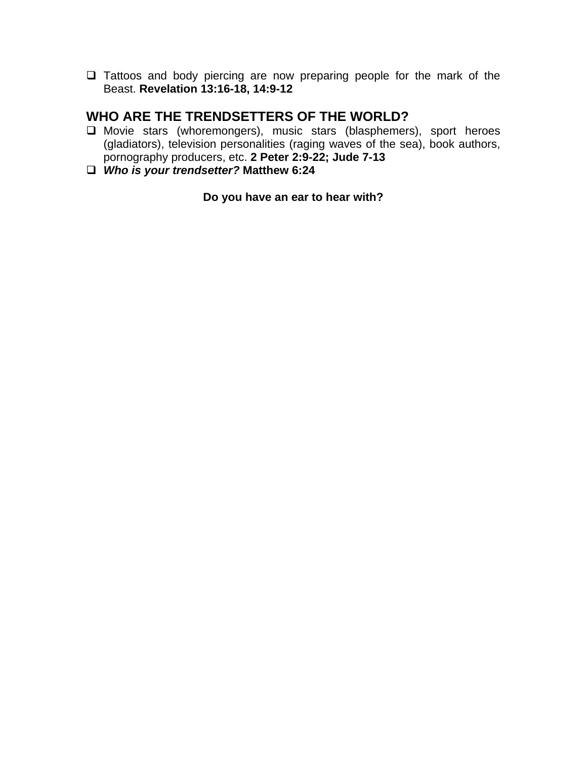- Tattoos and body piercing are now preparing people for the mark of the Beast. **Revelation 13:16-18, 14:9-12**

## WHO ARE THE TRENDSETTERS OF THE WORLD?

- Movie stars (whoremongers), music stars (blasphemers), sport heroes (gladiators), television personalities (raging waves of the sea), book authors, pornography producers, etc. **2 Peter 2:9-22; Jude 7-13**
- ***Who is your trendsetter?*** **Matthew 6:24**

**Do you have an ear to hear with?**